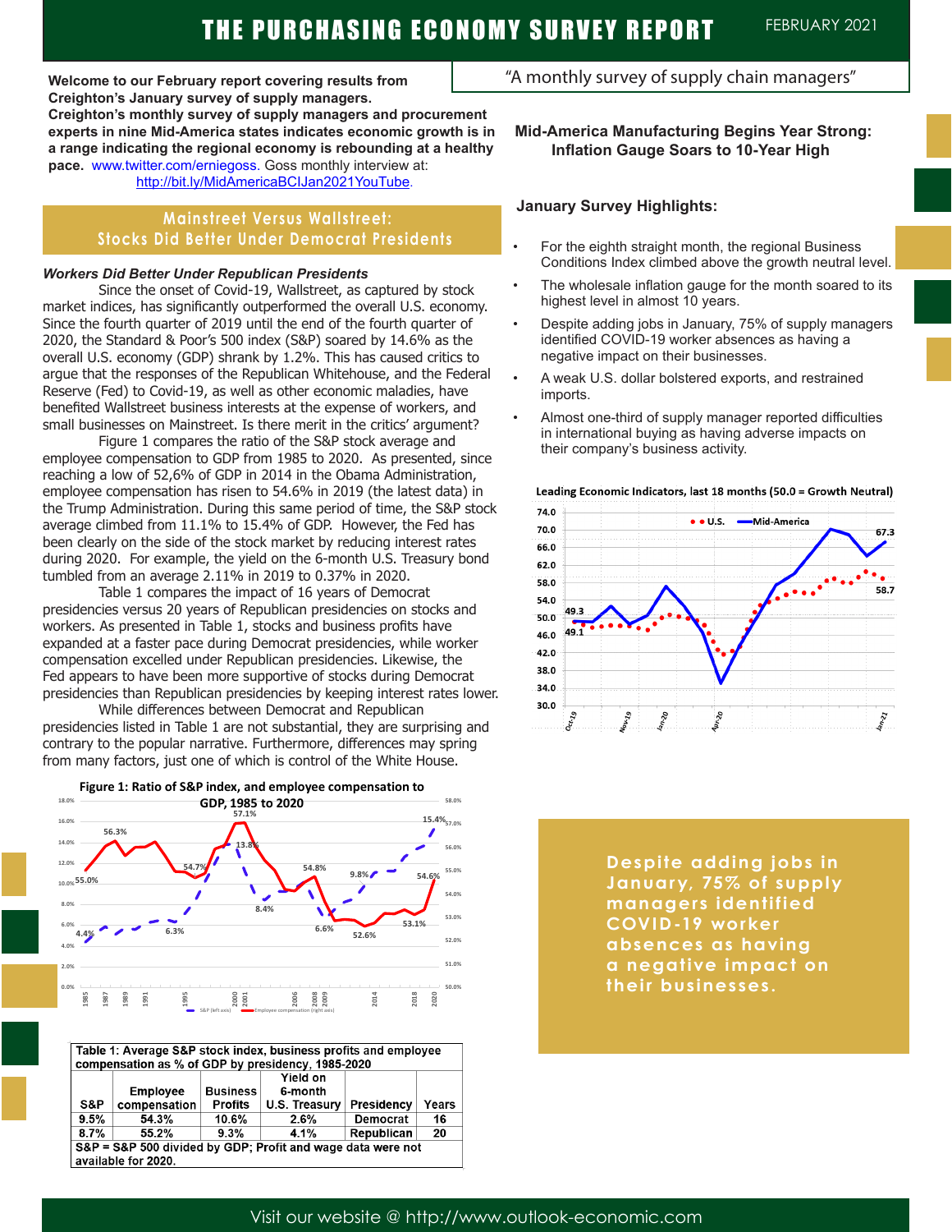# THE PURCHASING ECONOMY SURVEY REPORT

FEBRUARY 2021

"A monthly survey of supply chain managers"

**Welcome to our February report covering results from Creighton's January survey of supply managers. Creighton's monthly survey of supply managers and procurement experts in nine Mid-America states indicates economic growth is in a range indicating the regional economy is rebounding at a healthy pace.** www.twitter.com/erniegoss. Goss monthly interview at: http://bit.ly/MidAmericaBCIJan2021YouTube.

## Mainstreet Versus Wallstreet: Stocks Did Better Under Democrat Presidents

***Workers Did Better Under Republican Presidents***

Since the onset of Covid-19, Wallstreet, as captured by stock market indices, has significantly outperformed the overall U.S. economy. Since the fourth quarter of 2019 until the end of the fourth quarter of 2020, the Standard & Poor's 500 index (S&P) soared by 14.6% as the overall U.S. economy (GDP) shrank by 1.2%. This has caused critics to argue that the responses of the Republican Whitehouse, and the Federal Reserve (Fed) to Covid-19, as well as other economic maladies, have benefited Wallstreet business interests at the expense of workers, and small businesses on Mainstreet. Is there merit in the critics' argument?

Figure 1 compares the ratio of the S&P stock average and employee compensation to GDP from 1985 to 2020. As presented, since reaching a low of 52,6% of GDP in 2014 in the Obama Administration, employee compensation has risen to 54.6% in 2019 (the latest data) in the Trump Administration. During this same period of time, the S&P stock average climbed from 11.1% to 15.4% of GDP. However, the Fed has been clearly on the side of the stock market by reducing interest rates during 2020. For example, the yield on the 6-month U.S. Treasury bond tumbled from an average 2.11% in 2019 to 0.37% in 2020.

Table 1 compares the impact of 16 years of Democrat presidencies versus 20 years of Republican presidencies on stocks and workers. As presented in Table 1, stocks and business profits have expanded at a faster pace during Democrat presidencies, while worker compensation excelled under Republican presidencies. Likewise, the Fed appears to have been more supportive of stocks during Democrat presidencies than Republican presidencies by keeping interest rates lower.

While differences between Democrat and Republican presidencies listed in Table 1 are not substantial, they are surprising and contrary to the popular narrative. Furthermore, differences may spring from many factors, just one of which is control of the White House.

**Figure 1: Ratio of S&P index, and employee compensation to GDP, 1985 to 2020**

| Table 1: Average S&P stock index, business profits and employee compensation as % of GDP by presidency, 1985-2020 | | | | | |
|---|---|---|---|---|---|
| S&P | Employee compensation | Business Profits | Yield on 6-month U.S. Treasury | Presidency | Years |
| 9.5% | 54.3% | 10.6% | 2.6% | Democrat | 16 |
| 8.7% | 55.2% | 9.3% | 4.1% | Republican | 20 |
| S&P = S&P 500 divided by GDP; Profit and wage data were not available for 2020. | | | | | |

## Mid-America Manufacturing Begins Year Strong: Inflation Gauge Soars to 10-Year High

### January Survey Highlights:

- For the eighth straight month, the regional Business Conditions Index climbed above the growth neutral level.
- The wholesale inflation gauge for the month soared to its highest level in almost 10 years.
- Despite adding jobs in January, 75% of supply managers identified COVID-19 worker absences as having a negative impact on their businesses.
- A weak U.S. dollar bolstered exports, and restrained imports.
- Almost one-third of supply manager reported difficulties in international buying as having adverse impacts on their company's business activity.

**Leading Economic Indicators, last 18 months (50.0 = Growth Neutral)**

**Despite adding jobs in January, 75% of supply managers identified COVID-19 worker absences as having a negative impact on their businesses.**

Visit our website @ http://www.outlook-economic.com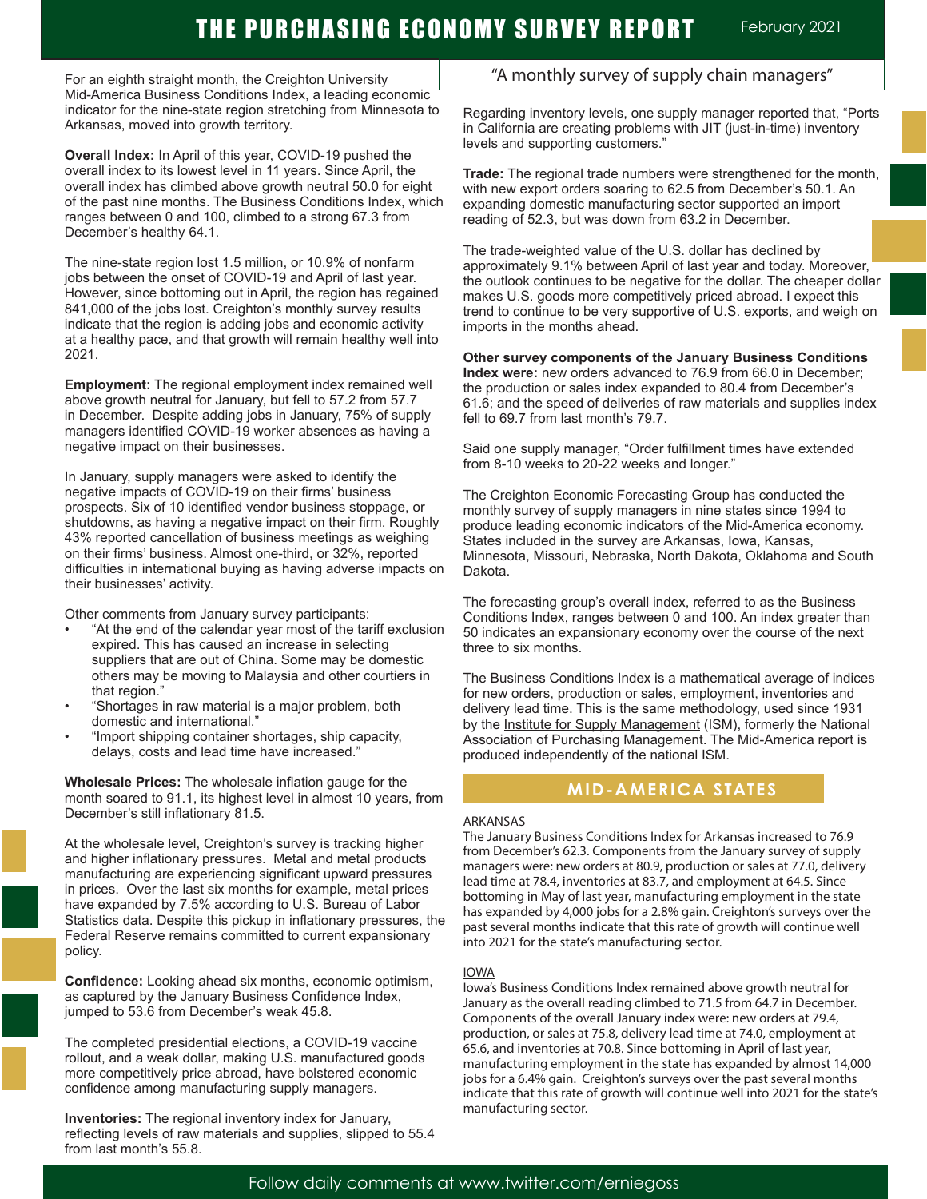# THE PURCHASING ECONOMY SURVEY REPORT

February 2021

"A monthly survey of supply chain managers"

For an eighth straight month, the Creighton University Mid-America Business Conditions Index, a leading economic indicator for the nine-state region stretching from Minnesota to Arkansas, moved into growth territory.

**Overall Index:** In April of this year, COVID-19 pushed the overall index to its lowest level in 11 years. Since April, the overall index has climbed above growth neutral 50.0 for eight of the past nine months. The Business Conditions Index, which ranges between 0 and 100, climbed to a strong 67.3 from December's healthy 64.1.

The nine-state region lost 1.5 million, or 10.9% of nonfarm jobs between the onset of COVID-19 and April of last year. However, since bottoming out in April, the region has regained 841,000 of the jobs lost. Creighton's monthly survey results indicate that the region is adding jobs and economic activity at a healthy pace, and that growth will remain healthy well into 2021.

**Employment:** The regional employment index remained well above growth neutral for January, but fell to 57.2 from 57.7 in December. Despite adding jobs in January, 75% of supply managers identified COVID-19 worker absences as having a negative impact on their businesses.

In January, supply managers were asked to identify the negative impacts of COVID-19 on their firms' business prospects. Six of 10 identified vendor business stoppage, or shutdowns, as having a negative impact on their firm. Roughly 43% reported cancellation of business meetings as weighing on their firms' business. Almost one-third, or 32%, reported difficulties in international buying as having adverse impacts on their businesses' activity.

Other comments from January survey participants:

- "At the end of the calendar year most of the tariff exclusion expired. This has caused an increase in selecting suppliers that are out of China. Some may be domestic others may be moving to Malaysia and other courtiers in that region."
- "Shortages in raw material is a major problem, both domestic and international."
- "Import shipping container shortages, ship capacity, delays, costs and lead time have increased."

**Wholesale Prices:** The wholesale inflation gauge for the month soared to 91.1, its highest level in almost 10 years, from December's still inflationary 81.5.

At the wholesale level, Creighton's survey is tracking higher and higher inflationary pressures. Metal and metal products manufacturing are experiencing significant upward pressures in prices. Over the last six months for example, metal prices have expanded by 7.5% according to U.S. Bureau of Labor Statistics data. Despite this pickup in inflationary pressures, the Federal Reserve remains committed to current expansionary policy.

**Confidence:** Looking ahead six months, economic optimism, as captured by the January Business Confidence Index, jumped to 53.6 from December's weak 45.8.

The completed presidential elections, a COVID-19 vaccine rollout, and a weak dollar, making U.S. manufactured goods more competitively price abroad, have bolstered economic confidence among manufacturing supply managers.

**Inventories:** The regional inventory index for January, reflecting levels of raw materials and supplies, slipped to 55.4 from last month's 55.8.

Regarding inventory levels, one supply manager reported that, "Ports in California are creating problems with JIT (just-in-time) inventory levels and supporting customers."

**Trade:** The regional trade numbers were strengthened for the month, with new export orders soaring to 62.5 from December's 50.1. An expanding domestic manufacturing sector supported an import reading of 52.3, but was down from 63.2 in December.

The trade-weighted value of the U.S. dollar has declined by approximately 9.1% between April of last year and today. Moreover, the outlook continues to be negative for the dollar. The cheaper dollar makes U.S. goods more competitively priced abroad. I expect this trend to continue to be very supportive of U.S. exports, and weigh on imports in the months ahead.

**Other survey components of the January Business Conditions Index were:** new orders advanced to 76.9 from 66.0 in December; the production or sales index expanded to 80.4 from December's 61.6; and the speed of deliveries of raw materials and supplies index fell to 69.7 from last month's 79.7.

Said one supply manager, "Order fulfillment times have extended from 8-10 weeks to 20-22 weeks and longer."

The Creighton Economic Forecasting Group has conducted the monthly survey of supply managers in nine states since 1994 to produce leading economic indicators of the Mid-America economy. States included in the survey are Arkansas, Iowa, Kansas, Minnesota, Missouri, Nebraska, North Dakota, Oklahoma and South Dakota.

The forecasting group's overall index, referred to as the Business Conditions Index, ranges between 0 and 100. An index greater than 50 indicates an expansionary economy over the course of the next three to six months.

The Business Conditions Index is a mathematical average of indices for new orders, production or sales, employment, inventories and delivery lead time. This is the same methodology, used since 1931 by the Institute for Supply Management (ISM), formerly the National Association of Purchasing Management. The Mid-America report is produced independently of the national ISM.

## MID-AMERICA STATES

### ARKANSAS

The January Business Conditions Index for Arkansas increased to 76.9 from December's 62.3. Components from the January survey of supply managers were: new orders at 80.9, production or sales at 77.0, delivery lead time at 78.4, inventories at 83.7, and employment at 64.5. Since bottoming in May of last year, manufacturing employment in the state has expanded by 4,000 jobs for a 2.8% gain. Creighton's surveys over the past several months indicate that this rate of growth will continue well into 2021 for the state's manufacturing sector.

### IOWA

Iowa's Business Conditions Index remained above growth neutral for January as the overall reading climbed to 71.5 from 64.7 in December. Components of the overall January index were: new orders at 79.4, production, or sales at 75.8, delivery lead time at 74.0, employment at 65.6, and inventories at 70.8. Since bottoming in April of last year, manufacturing employment in the state has expanded by almost 14,000 jobs for a 6.4% gain. Creighton's surveys over the past several months indicate that this rate of growth will continue well into 2021 for the state's manufacturing sector.

Follow daily comments at www.twitter.com/erniegoss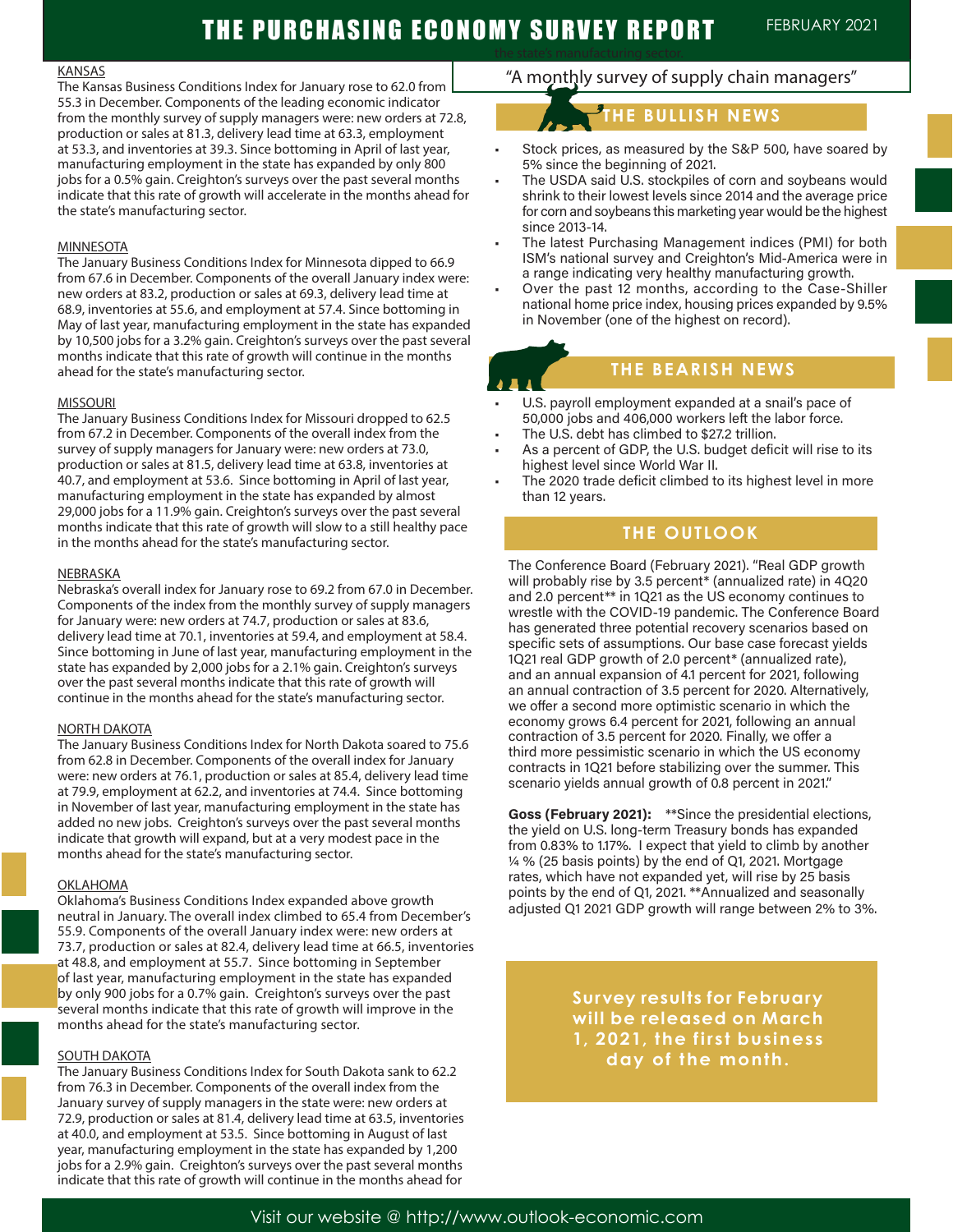# THE PURCHASING ECONOMY SURVEY REPORT

FEBRUARY 2021

"A monthly survey of supply chain managers"

## KANSAS

The Kansas Business Conditions Index for January rose to 62.0 from 55.3 in December. Components of the leading economic indicator from the monthly survey of supply managers were: new orders at 72.8, production or sales at 81.3, delivery lead time at 63.3, employment at 53.3, and inventories at 39.3. Since bottoming in April of last year, manufacturing employment in the state has expanded by only 800 jobs for a 0.5% gain. Creighton's surveys over the past several months indicate that this rate of growth will accelerate in the months ahead for the state's manufacturing sector.

## MINNESOTA

The January Business Conditions Index for Minnesota dipped to 66.9 from 67.6 in December. Components of the overall January index were: new orders at 83.2, production or sales at 69.3, delivery lead time at 68.9, inventories at 55.6, and employment at 57.4. Since bottoming in May of last year, manufacturing employment in the state has expanded by 10,500 jobs for a 3.2% gain. Creighton's surveys over the past several months indicate that this rate of growth will continue in the months ahead for the state's manufacturing sector.

## MISSOURI

The January Business Conditions Index for Missouri dropped to 62.5 from 67.2 in December. Components of the overall index from the survey of supply managers for January were: new orders at 73.0, production or sales at 81.5, delivery lead time at 63.8, inventories at 40.7, and employment at 53.6. Since bottoming in April of last year, manufacturing employment in the state has expanded by almost 29,000 jobs for a 11.9% gain. Creighton's surveys over the past several months indicate that this rate of growth will slow to a still healthy pace in the months ahead for the state's manufacturing sector.

## NEBRASKA

Nebraska's overall index for January rose to 69.2 from 67.0 in December. Components of the index from the monthly survey of supply managers for January were: new orders at 74.7, production or sales at 83.6, delivery lead time at 70.1, inventories at 59.4, and employment at 58.4. Since bottoming in June of last year, manufacturing employment in the state has expanded by 2,000 jobs for a 2.1% gain. Creighton's surveys over the past several months indicate that this rate of growth will continue in the months ahead for the state's manufacturing sector.

## NORTH DAKOTA

The January Business Conditions Index for North Dakota soared to 75.6 from 62.8 in December. Components of the overall index for January were: new orders at 76.1, production or sales at 85.4, delivery lead time at 79.9, employment at 62.2, and inventories at 74.4. Since bottoming in November of last year, manufacturing employment in the state has added no new jobs. Creighton's surveys over the past several months indicate that growth will expand, but at a very modest pace in the months ahead for the state's manufacturing sector.

## OKLAHOMA

Oklahoma's Business Conditions Index expanded above growth neutral in January. The overall index climbed to 65.4 from December's 55.9. Components of the overall January index were: new orders at 73.7, production or sales at 82.4, delivery lead time at 66.5, inventories at 48.8, and employment at 55.7. Since bottoming in September of last year, manufacturing employment in the state has expanded by only 900 jobs for a 0.7% gain. Creighton's surveys over the past several months indicate that this rate of growth will improve in the months ahead for the state's manufacturing sector.

## SOUTH DAKOTA

The January Business Conditions Index for South Dakota sank to 62.2 from 76.3 in December. Components of the overall index from the January survey of supply managers in the state were: new orders at 72.9, production or sales at 81.4, delivery lead time at 63.5, inventories at 40.0, and employment at 53.5. Since bottoming in August of last year, manufacturing employment in the state has expanded by 1,200 jobs for a 2.9% gain. Creighton's surveys over the past several months indicate that this rate of growth will continue in the months ahead for the state's manufacturing sector.

## THE BULLISH NEWS

- Stock prices, as measured by the S&P 500, have soared by 5% since the beginning of 2021.
- The USDA said U.S. stockpiles of corn and soybeans would shrink to their lowest levels since 2014 and the average price for corn and soybeans this marketing year would be the highest since 2013-14.
- The latest Purchasing Management indices (PMI) for both ISM's national survey and Creighton's Mid-America were in a range indicating very healthy manufacturing growth.
- Over the past 12 months, according to the Case-Shiller national home price index, housing prices expanded by 9.5% in November (one of the highest on record).

## THE BEARISH NEWS

- U.S. payroll employment expanded at a snail's pace of 50,000 jobs and 406,000 workers left the labor force.
- The U.S. debt has climbed to $27.2 trillion.
- As a percent of GDP, the U.S. budget deficit will rise to its highest level since World War II.
- The 2020 trade deficit climbed to its highest level in more than 12 years.

## THE OUTLOOK

The Conference Board (February 2021). "Real GDP growth will probably rise by 3.5 percent* (annualized rate) in 4Q20 and 2.0 percent** in 1Q21 as the US economy continues to wrestle with the COVID-19 pandemic. The Conference Board has generated three potential recovery scenarios based on specific sets of assumptions. Our base case forecast yields 1Q21 real GDP growth of 2.0 percent* (annualized rate), and an annual expansion of 4.1 percent for 2021, following an annual contraction of 3.5 percent for 2020. Alternatively, we offer a second more optimistic scenario in which the economy grows 6.4 percent for 2021, following an annual contraction of 3.5 percent for 2020. Finally, we offer a third more pessimistic scenario in which the US economy contracts in 1Q21 before stabilizing over the summer. This scenario yields annual growth of 0.8 percent in 2021."

**Goss (February 2021):** **Since the presidential elections, the yield on U.S. long-term Treasury bonds has expanded from 0.83% to 1.17%. I expect that yield to climb by another ¼ % (25 basis points) by the end of Q1, 2021. Mortgage rates, which have not expanded yet, will rise by 25 basis points by the end of Q1, 2021. **Annualized and seasonally adjusted Q1 2021 GDP growth will range between 2% to 3%.

**Survey results for February will be released on March 1, 2021, the first business day of the month.**

Visit our website @ http://www.outlook-economic.com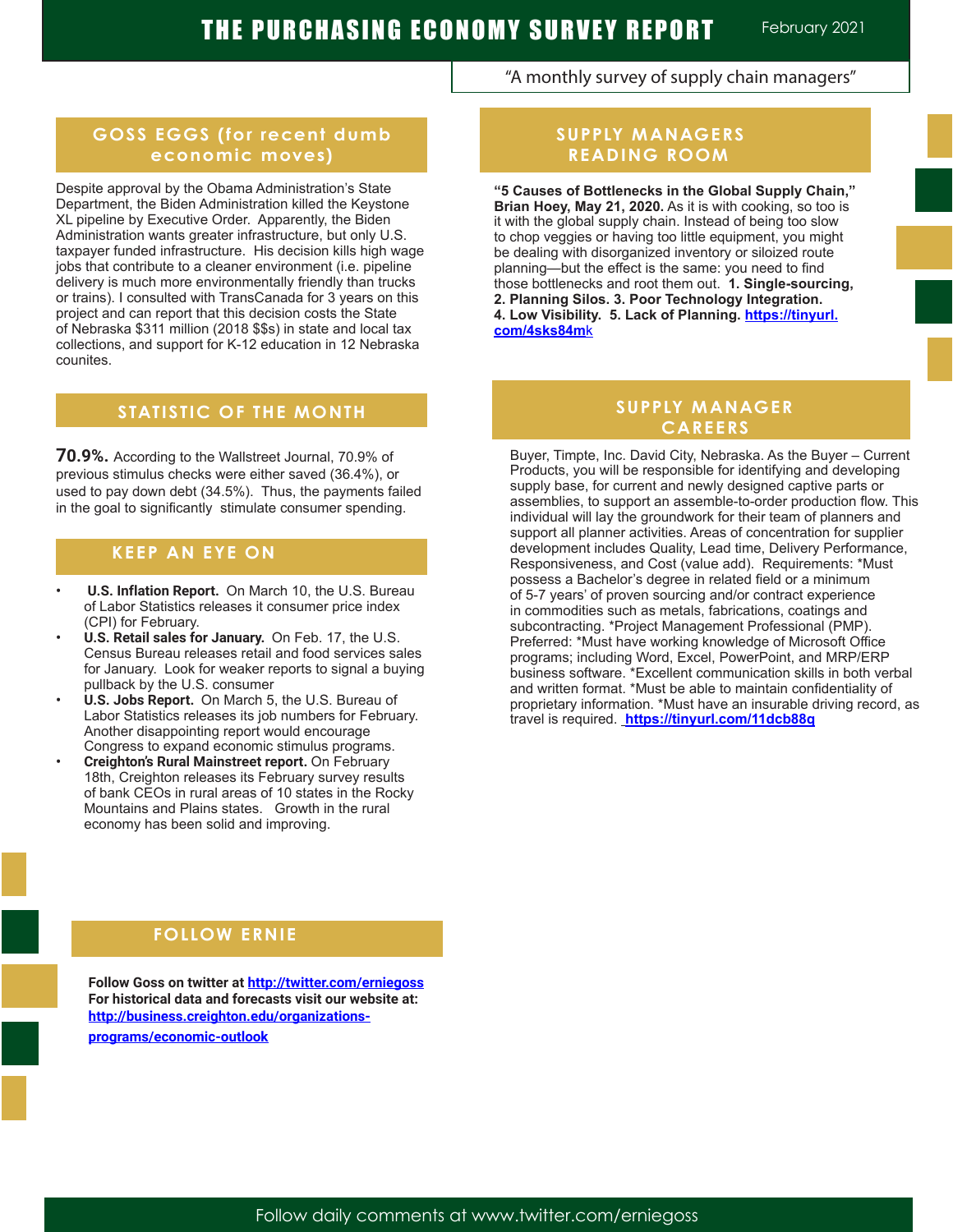# THE PURCHASING ECONOMY SURVEY REPORT

February 2021

"A monthly survey of supply chain managers"

## GOSS EGGS (for recent dumb economic moves)

Despite approval by the Obama Administration's State Department, the Biden Administration killed the Keystone XL pipeline by Executive Order. Apparently, the Biden Administration wants greater infrastructure, but only U.S. taxpayer funded infrastructure. His decision kills high wage jobs that contribute to a cleaner environment (i.e. pipeline delivery is much more environmentally friendly than trucks or trains). I consulted with TransCanada for 3 years on this project and can report that this decision costs the State of Nebraska $311 million (2018 $$s) in state and local tax collections, and support for K-12 education in 12 Nebraska counites.

## STATISTIC OF THE MONTH

**70.9%.** According to the Wallstreet Journal, 70.9% of previous stimulus checks were either saved (36.4%), or used to pay down debt (34.5%). Thus, the payments failed in the goal to significantly stimulate consumer spending.

## KEEP AN EYE ON

- **U.S. Inflation Report.** On March 10, the U.S. Bureau of Labor Statistics releases it consumer price index (CPI) for February.
- **U.S. Retail sales for January.** On Feb. 17, the U.S. Census Bureau releases retail and food services sales for January. Look for weaker reports to signal a buying pullback by the U.S. consumer
- **U.S. Jobs Report.** On March 5, the U.S. Bureau of Labor Statistics releases its job numbers for February. Another disappointing report would encourage Congress to expand economic stimulus programs.
- **Creighton's Rural Mainstreet report.** On February 18th, Creighton releases its February survey results of bank CEOs in rural areas of 10 states in the Rocky Mountains and Plains states. Growth in the rural economy has been solid and improving.

## SUPPLY MANAGERS READING ROOM

**"5 Causes of Bottlenecks in the Global Supply Chain," Brian Hoey, May 21, 2020.** As it is with cooking, so too is it with the global supply chain. Instead of being too slow to chop veggies or having too little equipment, you might be dealing with disorganized inventory or siloized route planning—but the effect is the same: you need to find those bottlenecks and root them out. **1. Single-sourcing, 2. Planning Silos. 3. Poor Technology Integration. 4. Low Visibility. 5. Lack of Planning.** **https://tinyurl.com/4sks84mk**

## SUPPLY MANAGER CAREERS

Buyer, Timpte, Inc. David City, Nebraska. As the Buyer – Current Products, you will be responsible for identifying and developing supply base, for current and newly designed captive parts or assemblies, to support an assemble-to-order production flow. This individual will lay the groundwork for their team of planners and support all planner activities. Areas of concentration for supplier development includes Quality, Lead time, Delivery Performance, Responsiveness, and Cost (value add). Requirements: *Must possess a Bachelor's degree in related field or a minimum of 5-7 years' of proven sourcing and/or contract experience in commodities such as metals, fabrications, coatings and subcontracting. *Project Management Professional (PMP). Preferred: *Must have working knowledge of Microsoft Office programs; including Word, Excel, PowerPoint, and MRP/ERP business software. *Excellent communication skills in both verbal and written format. *Must be able to maintain confidentiality of proprietary information. *Must have an insurable driving record, as travel is required. **https://tinyurl.com/11dcb88q**

## FOLLOW ERNIE

**Follow Goss on twitter at http://twitter.com/erniegoss**
**For historical data and forecasts visit our website at: http://business.creighton.edu/organizations-programs/economic-outlook**

Follow daily comments at www.twitter.com/erniegoss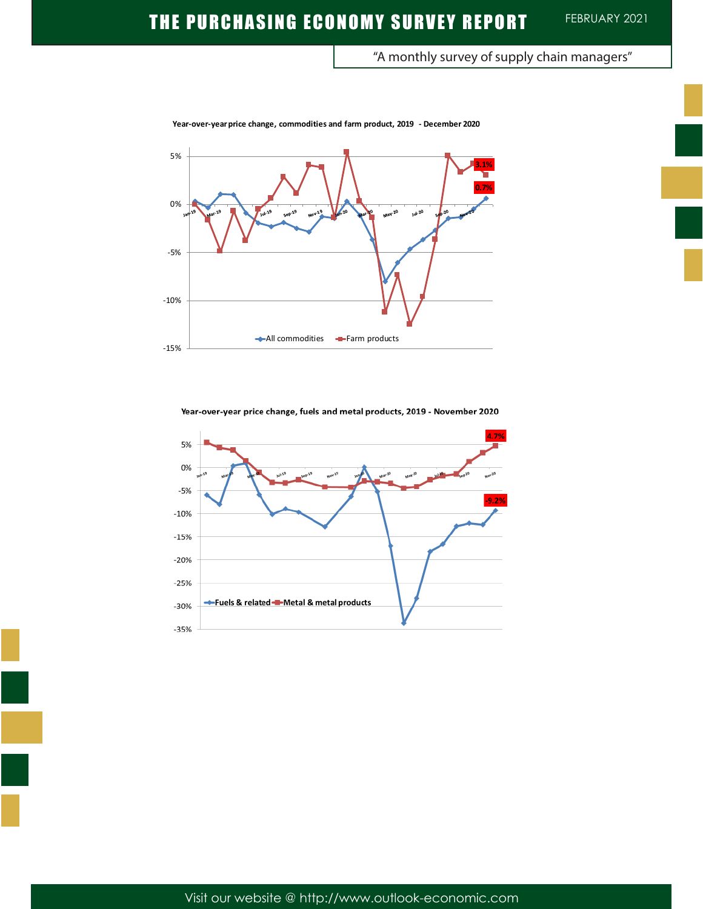Year-over-year price change, commodities and farm product, 2019 - December 2020

5%
0%
-5%
-10%
-15%

Jan-19 Mar-19 Jul-19 Sep-19 Nov-19 Jan-20 Mar-20 May-20 Jul-20 Sep-20 Nov-20

3.1%
0.7%

All commodities
Farm products

Year-over-year price change, fuels and metal products, 2019 - November 2020

5%
0%
-5%
-10%
-15%
-20%
-25%
-30%
-35%

Jan-19 Mar-19 May-19 Jul-19 Sep-19 Nov-19 Jan-20 Mar-20 May-20 Jul-20 Sep-20 Nov-20

4.7%
-9.2%

Fuels & related
Metal & metal products